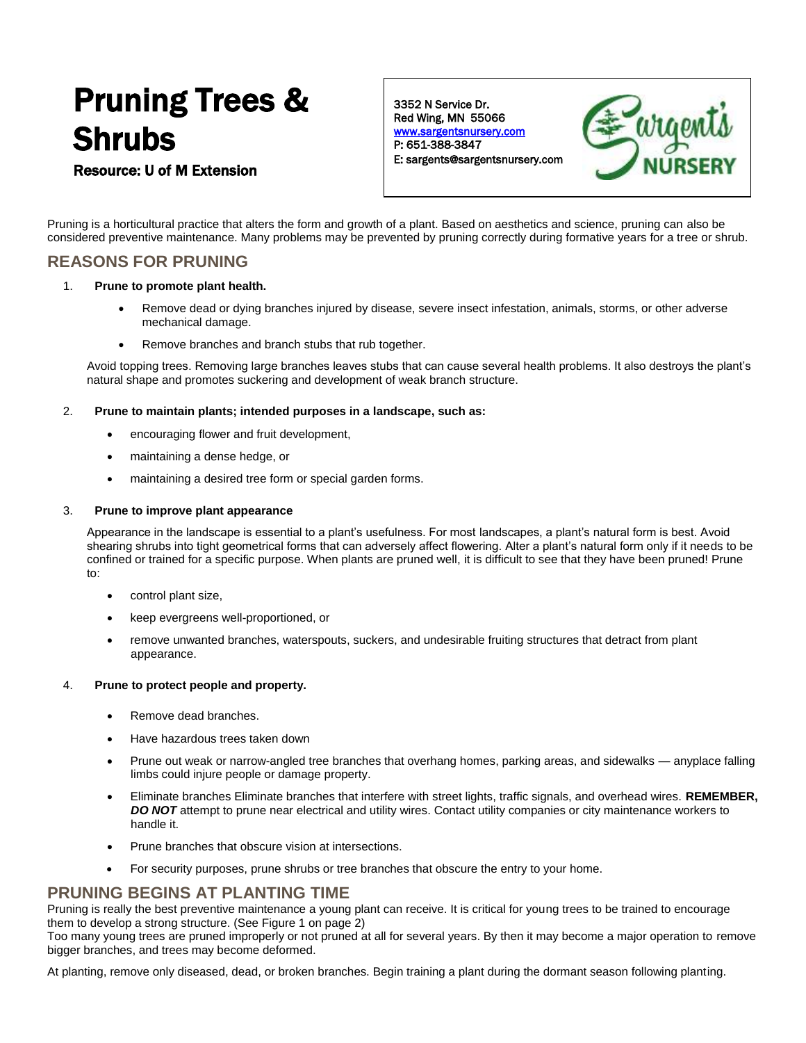# Pruning Trees & Shrubs

**Resource: U of M Extension**

3352 N Service Dr.
Red Wing, MN 55066
www.sargentsnursery.com
P: 651-388-3847
E: sargents@sargentsnursery.com

Sargent's NURSERY

Pruning is a horticultural practice that alters the form and growth of a plant. Based on aesthetics and science, pruning can also be considered preventive maintenance. Many problems may be prevented by pruning correctly during formative years for a tree or shrub.

## REASONS FOR PRUNING

1. **Prune to promote plant health.**
   - Remove dead or dying branches injured by disease, severe insect infestation, animals, storms, or other adverse mechanical damage.
   - Remove branches and branch stubs that rub together.

   Avoid topping trees. Removing large branches leaves stubs that can cause several health problems. It also destroys the plant's natural shape and promotes suckering and development of weak branch structure.

2. **Prune to maintain plants; intended purposes in a landscape, such as:**
   - encouraging flower and fruit development,
   - maintaining a dense hedge, or
   - maintaining a desired tree form or special garden forms.

3. **Prune to improve plant appearance**

   Appearance in the landscape is essential to a plant's usefulness. For most landscapes, a plant's natural form is best. Avoid shearing shrubs into tight geometrical forms that can adversely affect flowering. Alter a plant's natural form only if it needs to be confined or trained for a specific purpose. When plants are pruned well, it is difficult to see that they have been pruned! Prune to:

   - control plant size,
   - keep evergreens well-proportioned, or
   - remove unwanted branches, waterspouts, suckers, and undesirable fruiting structures that detract from plant appearance.

4. **Prune to protect people and property.**
   - Remove dead branches.
   - Have hazardous trees taken down
   - Prune out weak or narrow-angled tree branches that overhang homes, parking areas, and sidewalks — anyplace falling limbs could injure people or damage property.
   - Eliminate branches Eliminate branches that interfere with street lights, traffic signals, and overhead wires. **REMEMBER, *DO NOT*** attempt to prune near electrical and utility wires. Contact utility companies or city maintenance workers to handle it.
   - Prune branches that obscure vision at intersections.
   - For security purposes, prune shrubs or tree branches that obscure the entry to your home.

## PRUNING BEGINS AT PLANTING TIME

Pruning is really the best preventive maintenance a young plant can receive. It is critical for young trees to be trained to encourage them to develop a strong structure. (See Figure 1 on page 2)
Too many young trees are pruned improperly or not pruned at all for several years. By then it may become a major operation to remove bigger branches, and trees may become deformed.

At planting, remove only diseased, dead, or broken branches. Begin training a plant during the dormant season following planting.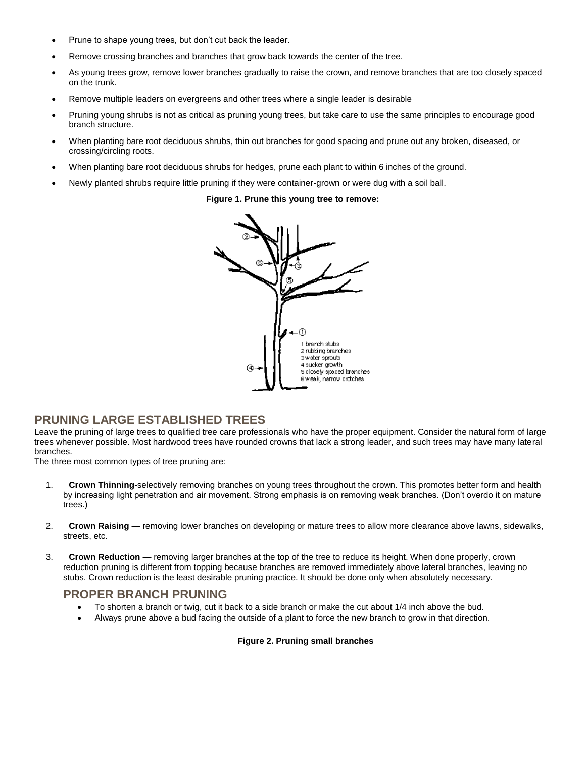- Prune to shape young trees, but don't cut back the leader.
- Remove crossing branches and branches that grow back towards the center of the tree.
- As young trees grow, remove lower branches gradually to raise the crown, and remove branches that are too closely spaced on the trunk.
- Remove multiple leaders on evergreens and other trees where a single leader is desirable
- Pruning young shrubs is not as critical as pruning young trees, but take care to use the same principles to encourage good branch structure.
- When planting bare root deciduous shrubs, thin out branches for good spacing and prune out any broken, diseased, or crossing/circling roots.
- When planting bare root deciduous shrubs for hedges, prune each plant to within 6 inches of the ground.
- Newly planted shrubs require little pruning if they were container-grown or were dug with a soil ball.

**Figure 1. Prune this young tree to remove:**

1 branch stubs
2 rubbing branches
3 water sprouts
4 sucker growth
5 closely spaced branches
6 weak, narrow crotches

## PRUNING LARGE ESTABLISHED TREES

Leave the pruning of large trees to qualified tree care professionals who have the proper equipment. Consider the natural form of large trees whenever possible. Most hardwood trees have rounded crowns that lack a strong leader, and such trees may have many lateral branches.

The three most common types of tree pruning are:

1. **Crown Thinning-**selectively removing branches on young trees throughout the crown. This promotes better form and health by increasing light penetration and air movement. Strong emphasis is on removing weak branches. (Don't overdo it on mature trees.)
2. **Crown Raising —** removing lower branches on developing or mature trees to allow more clearance above lawns, sidewalks, streets, etc.
3. **Crown Reduction —** removing larger branches at the top of the tree to reduce its height. When done properly, crown reduction pruning is different from topping because branches are removed immediately above lateral branches, leaving no stubs. Crown reduction is the least desirable pruning practice. It should be done only when absolutely necessary.

## PROPER BRANCH PRUNING

- To shorten a branch or twig, cut it back to a side branch or make the cut about 1/4 inch above the bud.
- Always prune above a bud facing the outside of a plant to force the new branch to grow in that direction.

**Figure 2. Pruning small branches**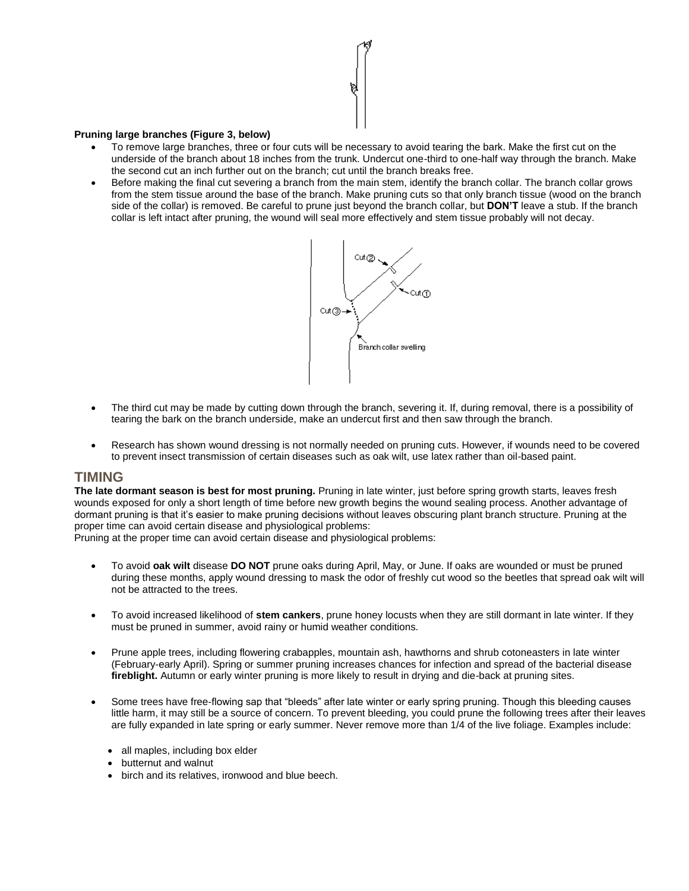**Pruning large branches (Figure 3, below)**

- To remove large branches, three or four cuts will be necessary to avoid tearing the bark. Make the first cut on the underside of the branch about 18 inches from the trunk. Undercut one-third to one-half way through the branch. Make the second cut an inch further out on the branch; cut until the branch breaks free.
- Before making the final cut severing a branch from the main stem, identify the branch collar. The branch collar grows from the stem tissue around the base of the branch. Make pruning cuts so that only branch tissue (wood on the branch side of the collar) is removed. Be careful to prune just beyond the branch collar, but **DON'T** leave a stub. If the branch collar is left intact after pruning, the wound will seal more effectively and stem tissue probably will not decay.

Cut ②
Cut ①
Cut ③
Branch collar swelling

- The third cut may be made by cutting down through the branch, severing it. If, during removal, there is a possibility of tearing the bark on the branch underside, make an undercut first and then saw through the branch.
- Research has shown wound dressing is not normally needed on pruning cuts. However, if wounds need to be covered to prevent insect transmission of certain diseases such as oak wilt, use latex rather than oil-based paint.

## TIMING

**The late dormant season is best for most pruning.** Pruning in late winter, just before spring growth starts, leaves fresh wounds exposed for only a short length of time before new growth begins the wound sealing process. Another advantage of dormant pruning is that it's easier to make pruning decisions without leaves obscuring plant branch structure. Pruning at the proper time can avoid certain disease and physiological problems:
Pruning at the proper time can avoid certain disease and physiological problems:

- To avoid **oak wilt** disease **DO NOT** prune oaks during April, May, or June. If oaks are wounded or must be pruned during these months, apply wound dressing to mask the odor of freshly cut wood so the beetles that spread oak wilt will not be attracted to the trees.
- To avoid increased likelihood of **stem cankers**, prune honey locusts when they are still dormant in late winter. If they must be pruned in summer, avoid rainy or humid weather conditions.
- Prune apple trees, including flowering crabapples, mountain ash, hawthorns and shrub cotoneasters in late winter (February-early April). Spring or summer pruning increases chances for infection and spread of the bacterial disease **fireblight.** Autumn or early winter pruning is more likely to result in drying and die-back at pruning sites.
- Some trees have free-flowing sap that "bleeds" after late winter or early spring pruning. Though this bleeding causes little harm, it may still be a source of concern. To prevent bleeding, you could prune the following trees after their leaves are fully expanded in late spring or early summer. Never remove more than 1/4 of the live foliage. Examples include:
  - all maples, including box elder
  - butternut and walnut
  - birch and its relatives, ironwood and blue beech.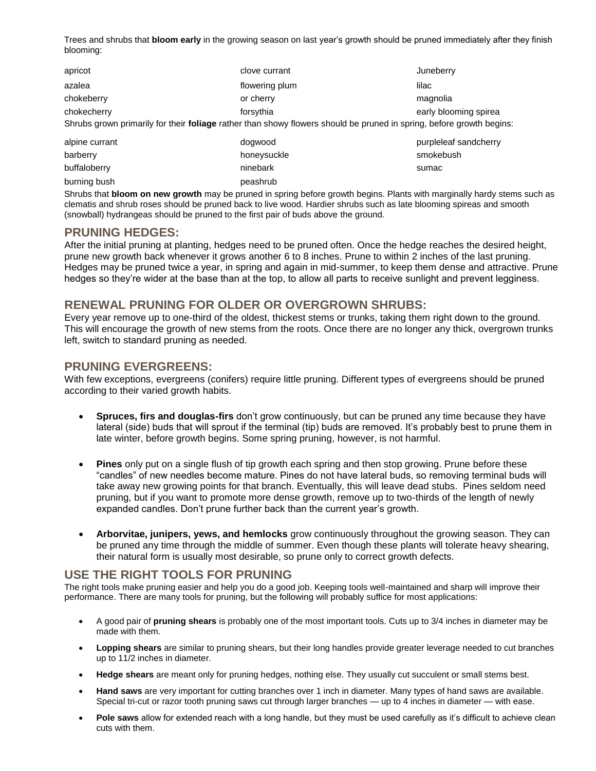Trees and shrubs that **bloom early** in the growing season on last year's growth should be pruned immediately after they finish blooming:

| | | |
|---|---|---|
| apricot | clove currant | Juneberry |
| azalea | flowering plum | lilac |
| chokeberry | or cherry | magnolia |
| chokecherry | forsythia | early blooming spirea |

Shrubs grown primarily for their **foliage** rather than showy flowers should be pruned in spring, before growth begins:

| | | |
|---|---|---|
| alpine currant | dogwood | purpleleaf sandcherry |
| barberry | honeysuckle | smokebush |
| buffaloberry | ninebark | sumac |
| burning bush | peashrub | |

Shrubs that **bloom on new growth** may be pruned in spring before growth begins. Plants with marginally hardy stems such as clematis and shrub roses should be pruned back to live wood. Hardier shrubs such as late blooming spireas and smooth (snowball) hydrangeas should be pruned to the first pair of buds above the ground.

## PRUNING HEDGES:

After the initial pruning at planting, hedges need to be pruned often. Once the hedge reaches the desired height, prune new growth back whenever it grows another 6 to 8 inches. Prune to within 2 inches of the last pruning. Hedges may be pruned twice a year, in spring and again in mid-summer, to keep them dense and attractive. Prune hedges so they're wider at the base than at the top, to allow all parts to receive sunlight and prevent legginess.

## RENEWAL PRUNING FOR OLDER OR OVERGROWN SHRUBS:

Every year remove up to one-third of the oldest, thickest stems or trunks, taking them right down to the ground. This will encourage the growth of new stems from the roots. Once there are no longer any thick, overgrown trunks left, switch to standard pruning as needed.

## PRUNING EVERGREENS:

With few exceptions, evergreens (conifers) require little pruning. Different types of evergreens should be pruned according to their varied growth habits.

- **Spruces, firs and douglas-firs** don't grow continuously, but can be pruned any time because they have lateral (side) buds that will sprout if the terminal (tip) buds are removed. It's probably best to prune them in late winter, before growth begins. Some spring pruning, however, is not harmful.

- **Pines** only put on a single flush of tip growth each spring and then stop growing. Prune before these "candles" of new needles become mature. Pines do not have lateral buds, so removing terminal buds will take away new growing points for that branch. Eventually, this will leave dead stubs. Pines seldom need pruning, but if you want to promote more dense growth, remove up to two-thirds of the length of newly expanded candles. Don't prune further back than the current year's growth.

- **Arborvitae, junipers, yews, and hemlocks** grow continuously throughout the growing season. They can be pruned any time through the middle of summer. Even though these plants will tolerate heavy shearing, their natural form is usually most desirable, so prune only to correct growth defects.

## USE THE RIGHT TOOLS FOR PRUNING

The right tools make pruning easier and help you do a good job. Keeping tools well-maintained and sharp will improve their performance. There are many tools for pruning, but the following will probably suffice for most applications:

- A good pair of **pruning shears** is probably one of the most important tools. Cuts up to 3/4 inches in diameter may be made with them.
- **Lopping shears** are similar to pruning shears, but their long handles provide greater leverage needed to cut branches up to 11/2 inches in diameter.
- **Hedge shears** are meant only for pruning hedges, nothing else. They usually cut succulent or small stems best.
- **Hand saws** are very important for cutting branches over 1 inch in diameter. Many types of hand saws are available. Special tri-cut or razor tooth pruning saws cut through larger branches — up to 4 inches in diameter — with ease.
- **Pole saws** allow for extended reach with a long handle, but they must be used carefully as it's difficult to achieve clean cuts with them.